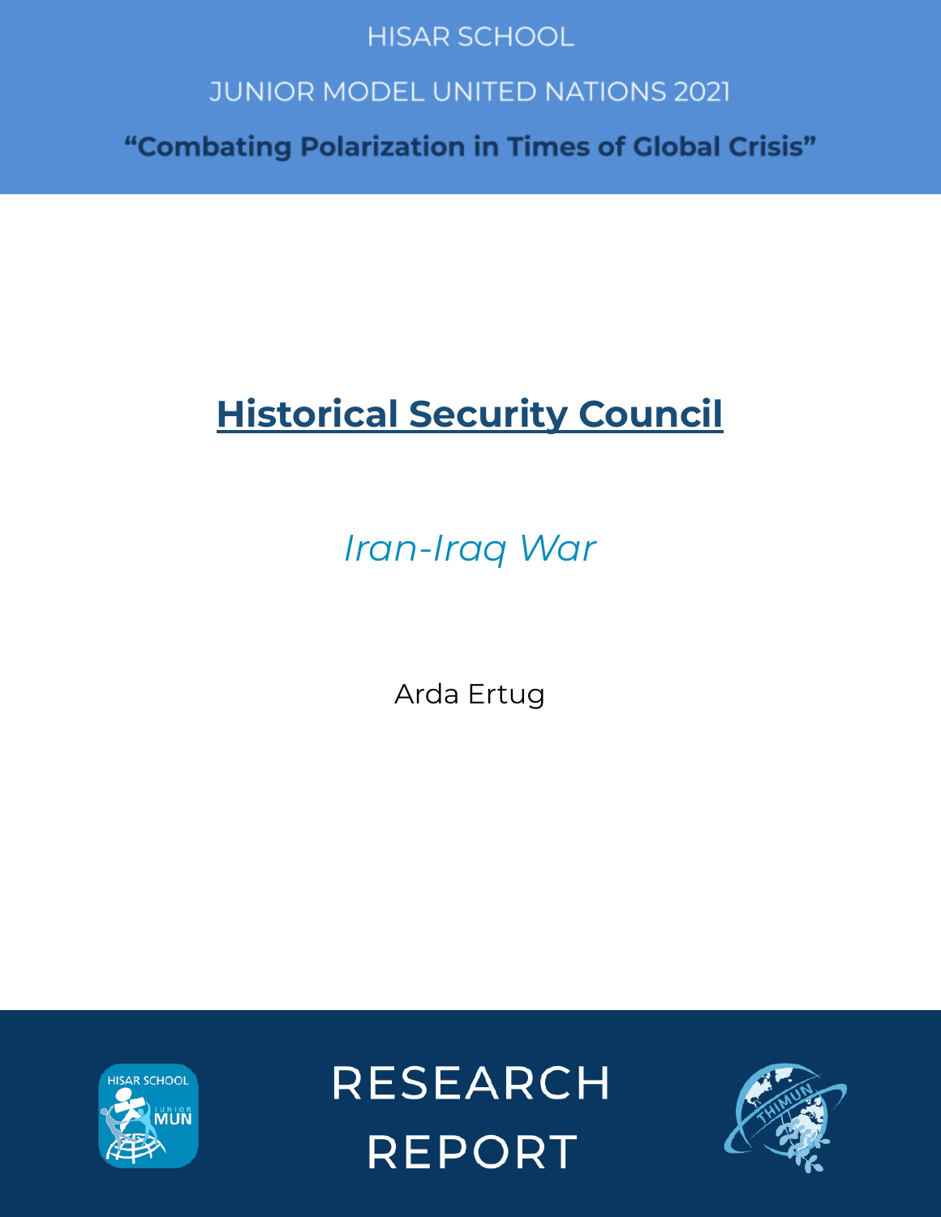HISAR SCHOOL

JUNIOR MODEL UNITED NATIONS 2021

**"Combating Polarization in Times of Global Crisis"**

# Historical Security Council

## *Iran-Iraq War*

Arda Ertug

RESEARCH REPORT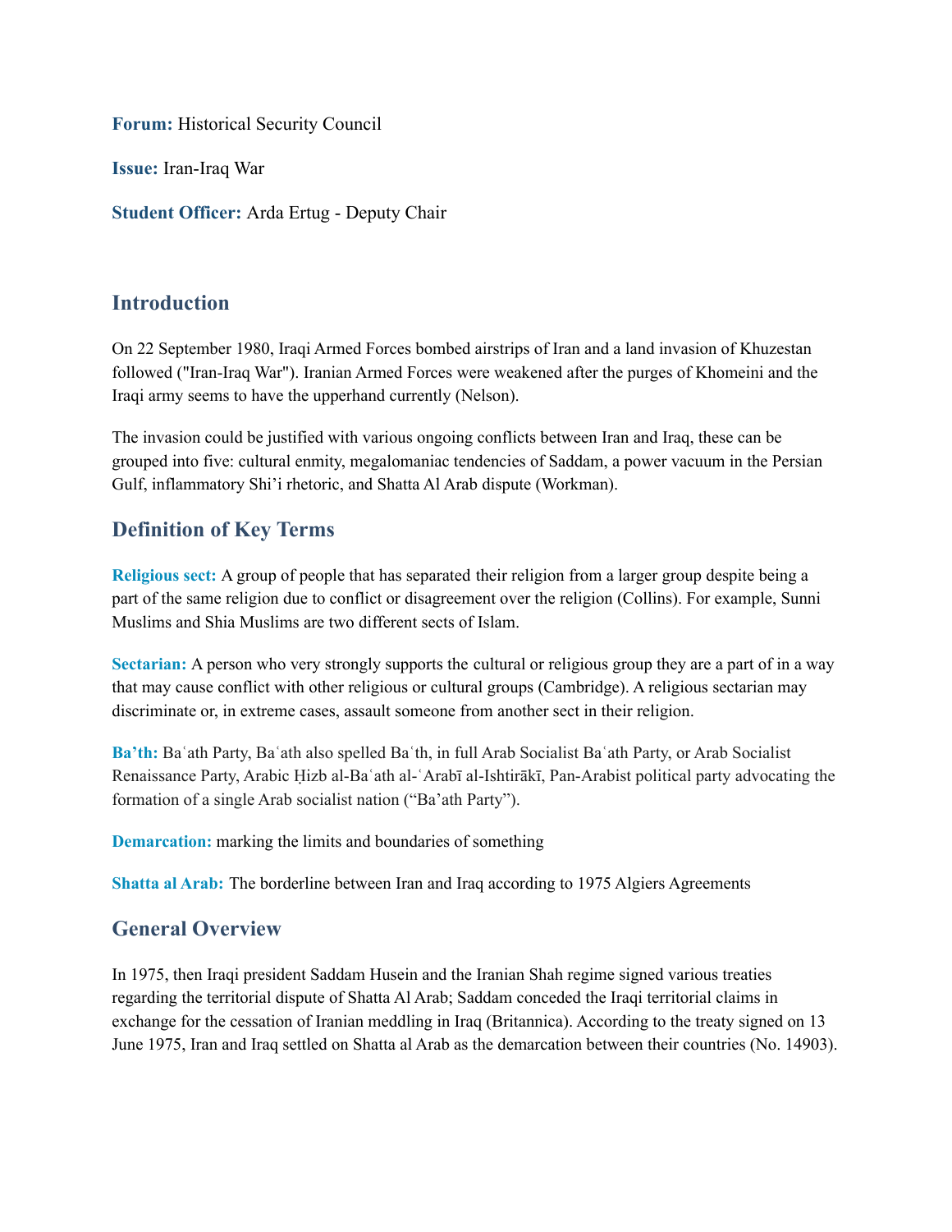**Forum:** Historical Security Council

**Issue:** Iran-Iraq War

**Student Officer:** Arda Ertug - Deputy Chair

## Introduction

On 22 September 1980, Iraqi Armed Forces bombed airstrips of Iran and a land invasion of Khuzestan followed ("Iran-Iraq War"). Iranian Armed Forces were weakened after the purges of Khomeini and the Iraqi army seems to have the upperhand currently (Nelson).

The invasion could be justified with various ongoing conflicts between Iran and Iraq, these can be grouped into five: cultural enmity, megalomaniac tendencies of Saddam, a power vacuum in the Persian Gulf, inflammatory Shi'i rhetoric, and Shatta Al Arab dispute (Workman).

## Definition of Key Terms

**Religious sect:** A group of people that has separated their religion from a larger group despite being a part of the same religion due to conflict or disagreement over the religion (Collins). For example, Sunni Muslims and Shia Muslims are two different sects of Islam.

**Sectarian:** A person who very strongly supports the cultural or religious group they are a part of in a way that may cause conflict with other religious or cultural groups (Cambridge). A religious sectarian may discriminate or, in extreme cases, assault someone from another sect in their religion.

**Ba'th:** Baʿath Party, Baʿath also spelled Baʿth, in full Arab Socialist Baʿath Party, or Arab Socialist Renaissance Party, Arabic Ḥizb al-Baʿath al-ʿArabī al-Ishtirākī, Pan-Arabist political party advocating the formation of a single Arab socialist nation ("Ba'ath Party").

**Demarcation:** marking the limits and boundaries of something

**Shatta al Arab:** The borderline between Iran and Iraq according to 1975 Algiers Agreements

## General Overview

In 1975, then Iraqi president Saddam Husein and the Iranian Shah regime signed various treaties regarding the territorial dispute of Shatta Al Arab; Saddam conceded the Iraqi territorial claims in exchange for the cessation of Iranian meddling in Iraq (Britannica). According to the treaty signed on 13 June 1975, Iran and Iraq settled on Shatta al Arab as the demarcation between their countries (No. 14903).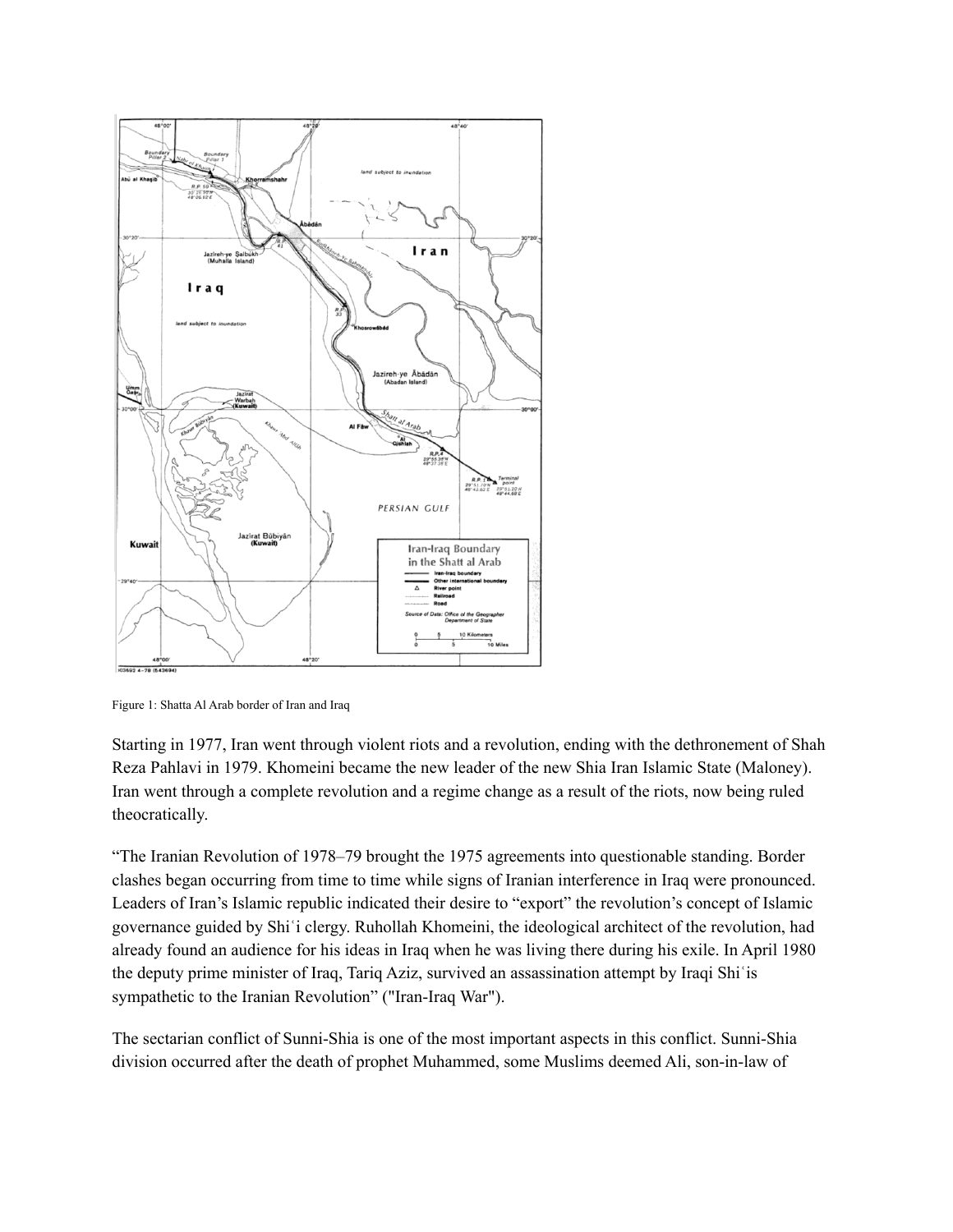Figure 1: Shatta Al Arab border of Iran and Iraq

Starting in 1977, Iran went through violent riots and a revolution, ending with the dethronement of Shah Reza Pahlavi in 1979. Khomeini became the new leader of the new Shia Iran Islamic State (Maloney). Iran went through a complete revolution and a regime change as a result of the riots, now being ruled theocratically.

"The Iranian Revolution of 1978–79 brought the 1975 agreements into questionable standing. Border clashes began occurring from time to time while signs of Iranian interference in Iraq were pronounced. Leaders of Iran's Islamic republic indicated their desire to "export" the revolution's concept of Islamic governance guided by Shiʿi clergy. Ruhollah Khomeini, the ideological architect of the revolution, had already found an audience for his ideas in Iraq when he was living there during his exile. In April 1980 the deputy prime minister of Iraq, Tariq Aziz, survived an assassination attempt by Iraqi Shiʿis sympathetic to the Iranian Revolution" ("Iran-Iraq War").

The sectarian conflict of Sunni-Shia is one of the most important aspects in this conflict. Sunni-Shia division occurred after the death of prophet Muhammed, some Muslims deemed Ali, son-in-law of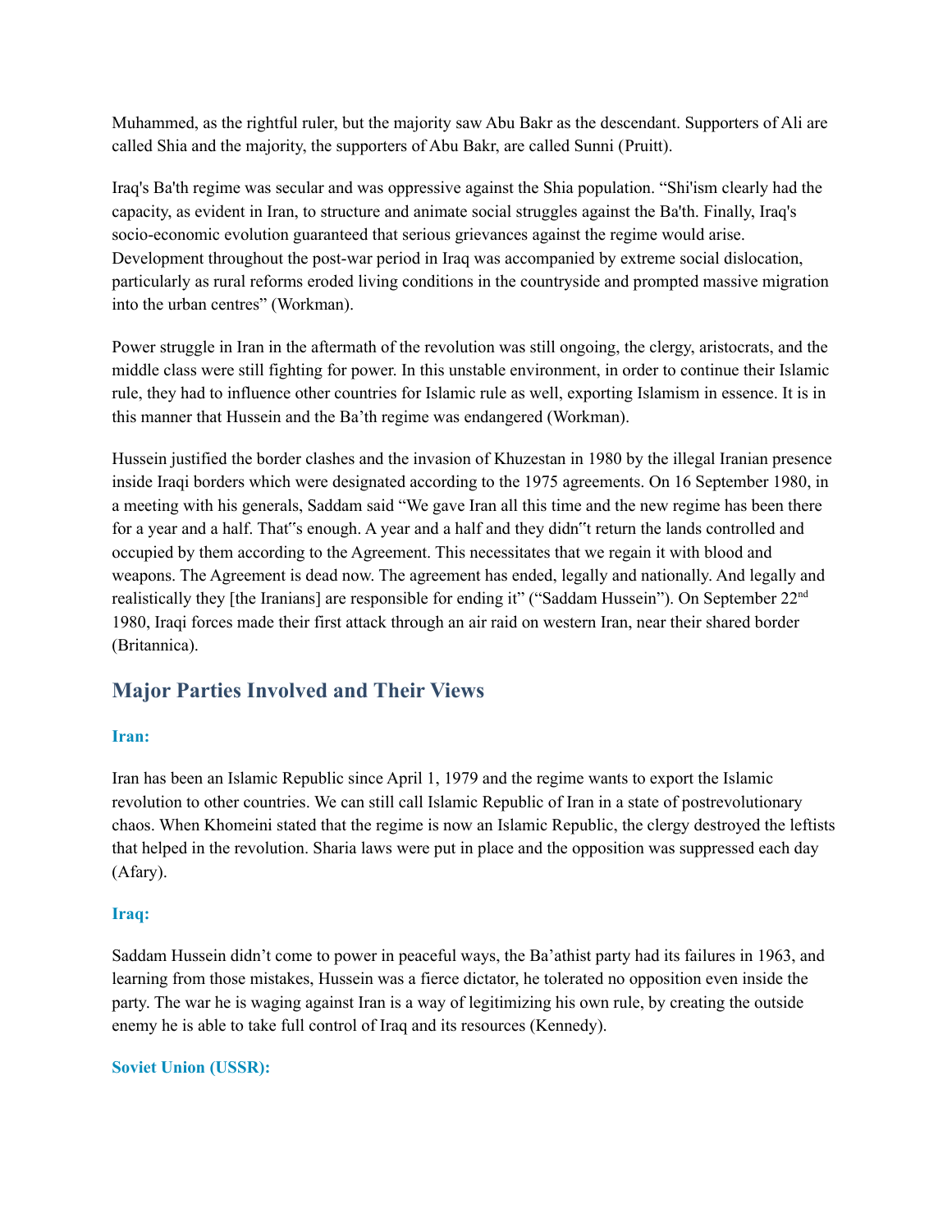Muhammed, as the rightful ruler, but the majority saw Abu Bakr as the descendant. Supporters of Ali are called Shia and the majority, the supporters of Abu Bakr, are called Sunni (Pruitt).

Iraq's Ba'th regime was secular and was oppressive against the Shia population. "Shi'ism clearly had the capacity, as evident in Iran, to structure and animate social struggles against the Ba'th. Finally, Iraq's socio-economic evolution guaranteed that serious grievances against the regime would arise. Development throughout the post-war period in Iraq was accompanied by extreme social dislocation, particularly as rural reforms eroded living conditions in the countryside and prompted massive migration into the urban centres" (Workman).

Power struggle in Iran in the aftermath of the revolution was still ongoing, the clergy, aristocrats, and the middle class were still fighting for power. In this unstable environment, in order to continue their Islamic rule, they had to influence other countries for Islamic rule as well, exporting Islamism in essence. It is in this manner that Hussein and the Ba'th regime was endangered (Workman).

Hussein justified the border clashes and the invasion of Khuzestan in 1980 by the illegal Iranian presence inside Iraqi borders which were designated according to the 1975 agreements. On 16 September 1980, in a meeting with his generals, Saddam said "We gave Iran all this time and the new regime has been there for a year and a half. That"s enough. A year and a half and they didn"t return the lands controlled and occupied by them according to the Agreement. This necessitates that we regain it with blood and weapons. The Agreement is dead now. The agreement has ended, legally and nationally. And legally and realistically they [the Iranians] are responsible for ending it" ("Saddam Hussein"). On September 22nd 1980, Iraqi forces made their first attack through an air raid on western Iran, near their shared border (Britannica).

## Major Parties Involved and Their Views

### Iran:

Iran has been an Islamic Republic since April 1, 1979 and the regime wants to export the Islamic revolution to other countries. We can still call Islamic Republic of Iran in a state of postrevolutionary chaos. When Khomeini stated that the regime is now an Islamic Republic, the clergy destroyed the leftists that helped in the revolution. Sharia laws were put in place and the opposition was suppressed each day (Afary).

### Iraq:

Saddam Hussein didn't come to power in peaceful ways, the Ba'athist party had its failures in 1963, and learning from those mistakes, Hussein was a fierce dictator, he tolerated no opposition even inside the party. The war he is waging against Iran is a way of legitimizing his own rule, by creating the outside enemy he is able to take full control of Iraq and its resources (Kennedy).

### Soviet Union (USSR):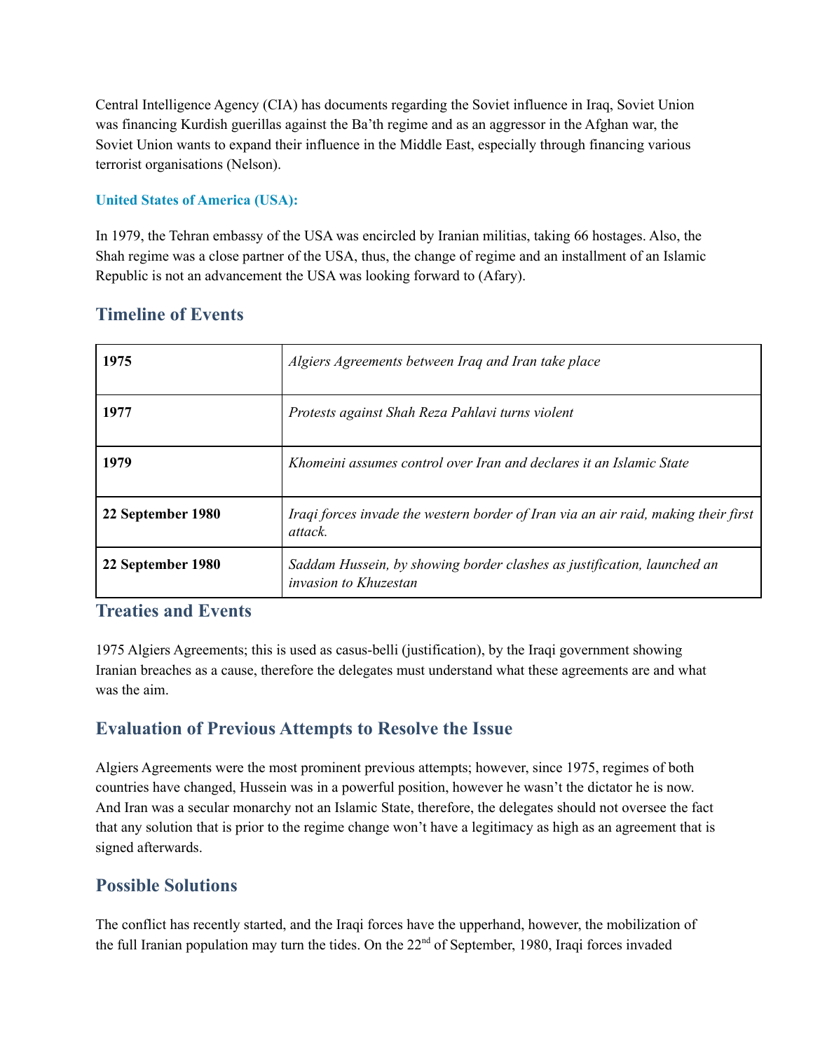Central Intelligence Agency (CIA) has documents regarding the Soviet influence in Iraq, Soviet Union was financing Kurdish guerillas against the Ba'th regime and as an aggressor in the Afghan war, the Soviet Union wants to expand their influence in the Middle East, especially through financing various terrorist organisations (Nelson).

### United States of America (USA):

In 1979, the Tehran embassy of the USA was encircled by Iranian militias, taking 66 hostages. Also, the Shah regime was a close partner of the USA, thus, the change of regime and an installment of an Islamic Republic is not an advancement the USA was looking forward to (Afary).

## Timeline of Events

| | |
|---|---|
| **1975** | *Algiers Agreements between Iraq and Iran take place* |
| **1977** | *Protests against Shah Reza Pahlavi turns violent* |
| **1979** | *Khomeini assumes control over Iran and declares it an Islamic State* |
| **22 September 1980** | *Iraqi forces invade the western border of Iran via an air raid, making their first attack.* |
| **22 September 1980** | *Saddam Hussein, by showing border clashes as justification, launched an invasion to Khuzestan* |

## Treaties and Events

1975 Algiers Agreements; this is used as casus-belli (justification), by the Iraqi government showing Iranian breaches as a cause, therefore the delegates must understand what these agreements are and what was the aim.

## Evaluation of Previous Attempts to Resolve the Issue

Algiers Agreements were the most prominent previous attempts; however, since 1975, regimes of both countries have changed, Hussein was in a powerful position, however he wasn't the dictator he is now. And Iran was a secular monarchy not an Islamic State, therefore, the delegates should not oversee the fact that any solution that is prior to the regime change won't have a legitimacy as high as an agreement that is signed afterwards.

## Possible Solutions

The conflict has recently started, and the Iraqi forces have the upperhand, however, the mobilization of the full Iranian population may turn the tides. On the 22nd of September, 1980, Iraqi forces invaded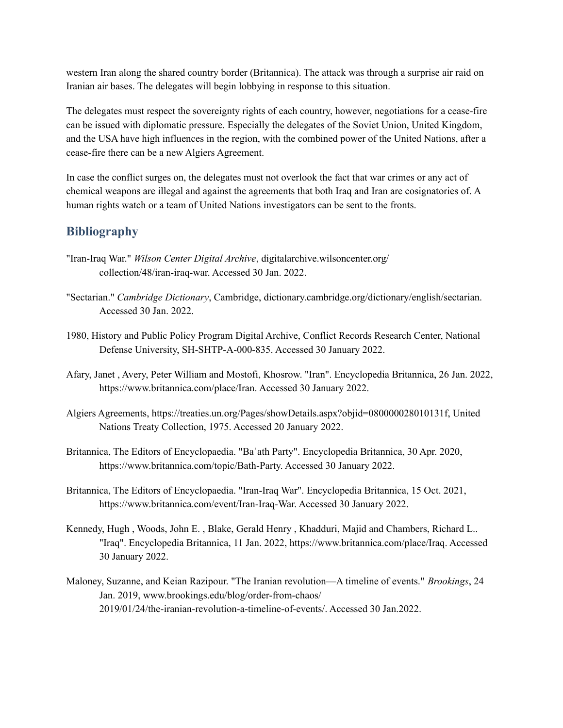western Iran along the shared country border (Britannica). The attack was through a surprise air raid on Iranian air bases. The delegates will begin lobbying in response to this situation.

The delegates must respect the sovereignty rights of each country, however, negotiations for a cease-fire can be issued with diplomatic pressure. Especially the delegates of the Soviet Union, United Kingdom, and the USA have high influences in the region, with the combined power of the United Nations, after a cease-fire there can be a new Algiers Agreement.

In case the conflict surges on, the delegates must not overlook the fact that war crimes or any act of chemical weapons are illegal and against the agreements that both Iraq and Iran are cosignatories of. A human rights watch or a team of United Nations investigators can be sent to the fronts.

## Bibliography

"Iran-Iraq War." *Wilson Center Digital Archive*, digitalarchive.wilsoncenter.org/collection/48/iran-iraq-war. Accessed 30 Jan. 2022.

"Sectarian." *Cambridge Dictionary*, Cambridge, dictionary.cambridge.org/dictionary/english/sectarian. Accessed 30 Jan. 2022.

1980, History and Public Policy Program Digital Archive, Conflict Records Research Center, National Defense University, SH-SHTP-A-000-835. Accessed 30 January 2022.

Afary, Janet , Avery, Peter William and Mostofi, Khosrow. "Iran". Encyclopedia Britannica, 26 Jan. 2022, https://www.britannica.com/place/Iran. Accessed 30 January 2022.

Algiers Agreements, https://treaties.un.org/Pages/showDetails.aspx?objid=080000028010131f, United Nations Treaty Collection, 1975. Accessed 20 January 2022.

Britannica, The Editors of Encyclopaedia. "Baʿath Party". Encyclopedia Britannica, 30 Apr. 2020, https://www.britannica.com/topic/Bath-Party. Accessed 30 January 2022.

Britannica, The Editors of Encyclopaedia. "Iran-Iraq War". Encyclopedia Britannica, 15 Oct. 2021, https://www.britannica.com/event/Iran-Iraq-War. Accessed 30 January 2022.

Kennedy, Hugh , Woods, John E. , Blake, Gerald Henry , Khadduri, Majid and Chambers, Richard L.. "Iraq". Encyclopedia Britannica, 11 Jan. 2022, https://www.britannica.com/place/Iraq. Accessed 30 January 2022.

Maloney, Suzanne, and Keian Razipour. "The Iranian revolution—A timeline of events." *Brookings*, 24 Jan. 2019, www.brookings.edu/blog/order-from-chaos/2019/01/24/the-iranian-revolution-a-timeline-of-events/. Accessed 30 Jan.2022.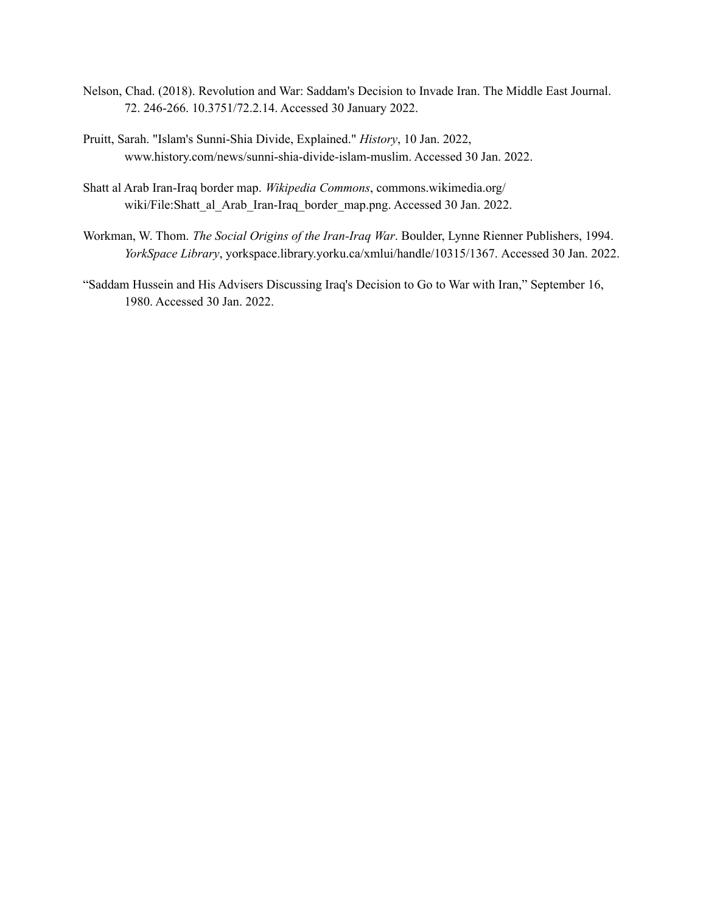Nelson, Chad. (2018). Revolution and War: Saddam's Decision to Invade Iran. The Middle East Journal. 72. 246-266. 10.3751/72.2.14. Accessed 30 January 2022.

Pruitt, Sarah. "Islam's Sunni-Shia Divide, Explained." *History*, 10 Jan. 2022, www.history.com/news/sunni-shia-divide-islam-muslim. Accessed 30 Jan. 2022.

Shatt al Arab Iran-Iraq border map. *Wikipedia Commons*, commons.wikimedia.org/wiki/File:Shatt_al_Arab_Iran-Iraq_border_map.png. Accessed 30 Jan. 2022.

Workman, W. Thom. *The Social Origins of the Iran-Iraq War*. Boulder, Lynne Rienner Publishers, 1994. *YorkSpace Library*, yorkspace.library.yorku.ca/xmlui/handle/10315/1367. Accessed 30 Jan. 2022.

"Saddam Hussein and His Advisers Discussing Iraq's Decision to Go to War with Iran," September 16, 1980. Accessed 30 Jan. 2022.